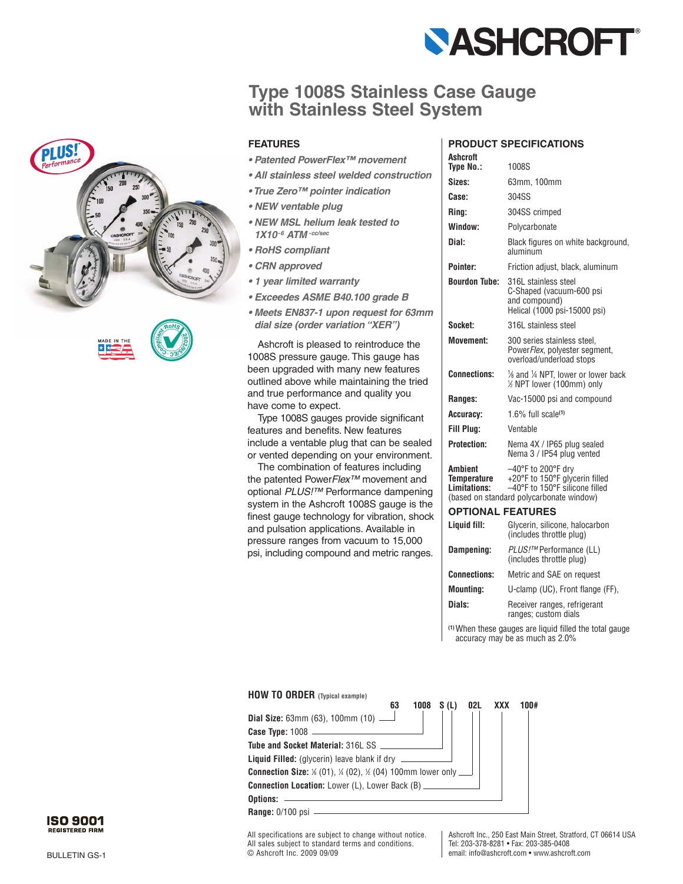# Type 1008S Stainless Case Gauge with Stainless Steel System

## FEATURES

- *Patented PowerFlex™ movement*
- *All stainless steel welded construction*
- *True Zero™ pointer indication*
- *NEW ventable plug*
- *NEW MSL helium leak tested to $1X10^{-6}$ ATM $^{cc/sec}$*
- *RoHS compliant*
- *CRN approved*
- *1 year limited warranty*
- *Exceedes ASME B40.100 grade B*
- *Meets EN837-1 upon request for 63mm dial size (order variation "XER")*

Ashcroft is pleased to reintroduce the 1008S pressure gauge. This gauge has been upgraded with many new features outlined above while maintaining the tried and true performance and quality you have come to expect.

Type 1008S gauges provide significant features and benefits. New features include a ventable plug that can be sealed or vented depending on your environment.

The combination of features including the patented Power*Flex™* movement and optional *PLUS!™* Performance dampening system in the Ashcroft 1008S gauge is the finest gauge technology for vibration, shock and pulsation applications. Available in pressure ranges from vacuum to 15,000 psi, including compound and metric ranges.

## PRODUCT SPECIFICATIONS

| | |
|---|---|
| **Ashcroft Type No.:** | 1008S |
| **Sizes:** | 63mm, 100mm |
| **Case:** | 304SS |
| **Ring:** | 304SS crimped |
| **Window:** | Polycarbonate |
| **Dial:** | Black figures on white background, aluminum |
| **Pointer:** | Friction adjust, black, aluminum |
| **Bourdon Tube:** | 316L stainless steel C-Shaped (vacuum-600 psi and compound) Helical (1000 psi-15000 psi) |
| **Socket:** | 316L stainless steel |
| **Movement:** | 300 series stainless steel, Power*Flex*, polyester segment, overload/underload stops |
| **Connections:** | ⅛ and ¼ NPT, lower or lower back ½ NPT lower (100mm) only |
| **Ranges:** | Vac-15000 psi and compound |
| **Accuracy:** | 1.6% full scale[1] |
| **Fill Plug:** | Ventable |
| **Protection:** | Nema 4X / IP65 plug sealed Nema 3 / IP54 plug vented |
| **Ambient Temperature Limitations:** | –40°F to 200°F dry +20°F to 150°F glycerin filled –40°F to 150°F silicone filled (based on standard polycarbonate window) |

## OPTIONAL FEATURES

| | |
|---|---|
| **Liquid fill:** | Glycerin, silicone, halocarbon (includes throttle plug) |
| **Dampening:** | *PLUS!™* Performance (LL) (includes throttle plug) |
| **Connections:** | Metric and SAE on request |
| **Mounting:** | U-clamp (UC), Front flange (FF), |
| **Dials:** | Receiver ranges, refrigerant ranges; custom dials |

[1] When these gauges are liquid filled the total gauge accuracy may be as much as 2.0%

## HOW TO ORDER (Typical example)

**63 1008 S (L) 02L XXX 100#**

- **Dial Size:** 63mm (63), 100mm (10) — 63
- **Case Type:** 1008 — 1008
- **Tube and Socket Material:** 316L SS — S
- **Liquid Filled:** (glycerin) leave blank if dry — (L)
- **Connection Size:** ⅛ (01), ¼ (02), ½ (04) 100mm lower only — 02
- **Connection Location:** Lower (L), Lower Back (B) — L
- **Options:** — XXX
- **Range:** 0/100 psi — 100#

All specifications are subject to change without notice.
All sales subject to standard terms and conditions.
© Ashcroft Inc. 2009 09/09

Ashcroft Inc., 250 East Main Street, Stratford, CT 06614 USA
Tel: 203-378-8281 • Fax: 203-385-0408
email: info@ashcroft.com • www.ashcroft.com

BULLETIN GS-1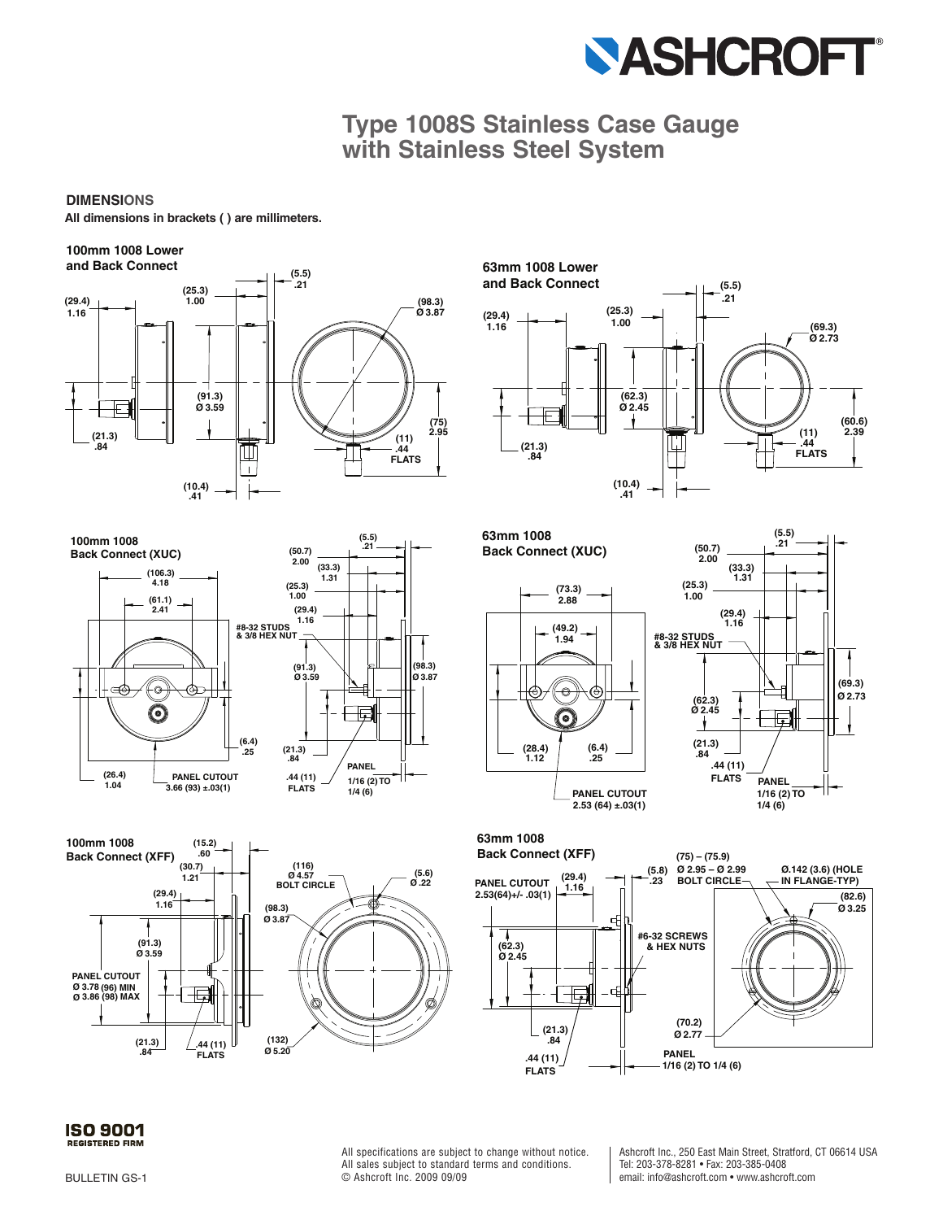# Type 1008S Stainless Case Gauge with Stainless Steel System

## DIMENSIONS

All dimensions in brackets ( ) are millimeters.

### 100mm 1008 Lower and Back Connect

(5.5) .21
(25.3) 1.00
(29.4) 1.16
(98.3) Ø 3.87
(91.3) Ø 3.59
(75) 2.95
(11) .44 FLATS
(21.3) .84
(10.4) .41

### 63mm 1008 Lower and Back Connect

(5.5) .21
(25.3) 1.00
(29.4) 1.16
(69.3) Ø 2.73
(62.3) Ø 2.45
(60.6) 2.39
(11) .44 FLATS
(21.3) .84
(10.4) .41

### 100mm 1008 Back Connect (XUC)

(5.5) .21
(50.7) 2.00
(33.3) 1.31
(106.3) 4.18
(25.3) 1.00
(61.1) 2.41
(29.4) 1.16
#8-32 STUDS & 3/8 HEX NUT
(91.3) Ø 3.59
(98.3) Ø 3.87
(6.4) .25
(21.3) .84
PANEL
(26.4) 1.04
PANEL CUTOUT 3.66 (93) ±.03(1)
.44 (11) FLATS
1/16 (2) TO 1/4 (6)

### 63mm 1008 Back Connect (XUC)

(5.5) .21
(50.7) 2.00
(33.3) 1.31
(73.3) 2.88
(25.3) 1.00
(49.2) 1.94
(29.4) 1.16
#8-32 STUDS & 3/8 HEX NUT
(69.3) Ø 2.73
(62.3) Ø 2.45
(21.3) .84
(28.4) 1.12
(6.4) .25
.44 (11) FLATS
PANEL 1/16 (2) TO 1/4 (6)
PANEL CUTOUT 2.53 (64) ±.03(1)

### 100mm 1008 Back Connect (XFF)

(15.2) .60
(30.7) 1.21
(116) Ø 4.57 BOLT CIRCLE
(5.6) Ø .22
(29.4) 1.16
(98.3) Ø 3.87
(91.3) Ø 3.59
PANEL CUTOUT Ø 3.78 (96) MIN Ø 3.86 (98) MAX
(21.3) .84
.44 (11) FLATS
(132) Ø 5.20

### 63mm 1008 Back Connect (XFF)

(75) – (75.9) Ø 2.95 – Ø 2.99 BOLT CIRCLE
Ø.142 (3.6) (HOLE IN FLANGE-TYP)
(5.8) .23
PANEL CUTOUT 2.53(64)+/- .03(1)
(29.4) 1.16
(82.6) Ø 3.25
#6-32 SCREWS & HEX NUTS
(62.3) Ø 2.45
(70.2) Ø 2.77
(21.3) .84
.44 (11) FLATS
PANEL 1/16 (2) TO 1/4 (6)

ISO 9001 REGISTERED FIRM

BULLETIN GS-1

All specifications are subject to change without notice. All sales subject to standard terms and conditions. © Ashcroft Inc. 2009 09/09

Ashcroft Inc., 250 East Main Street, Stratford, CT 06614 USA
Tel: 203-378-8281 • Fax: 203-385-0408
email: info@ashcroft.com • www.ashcroft.com